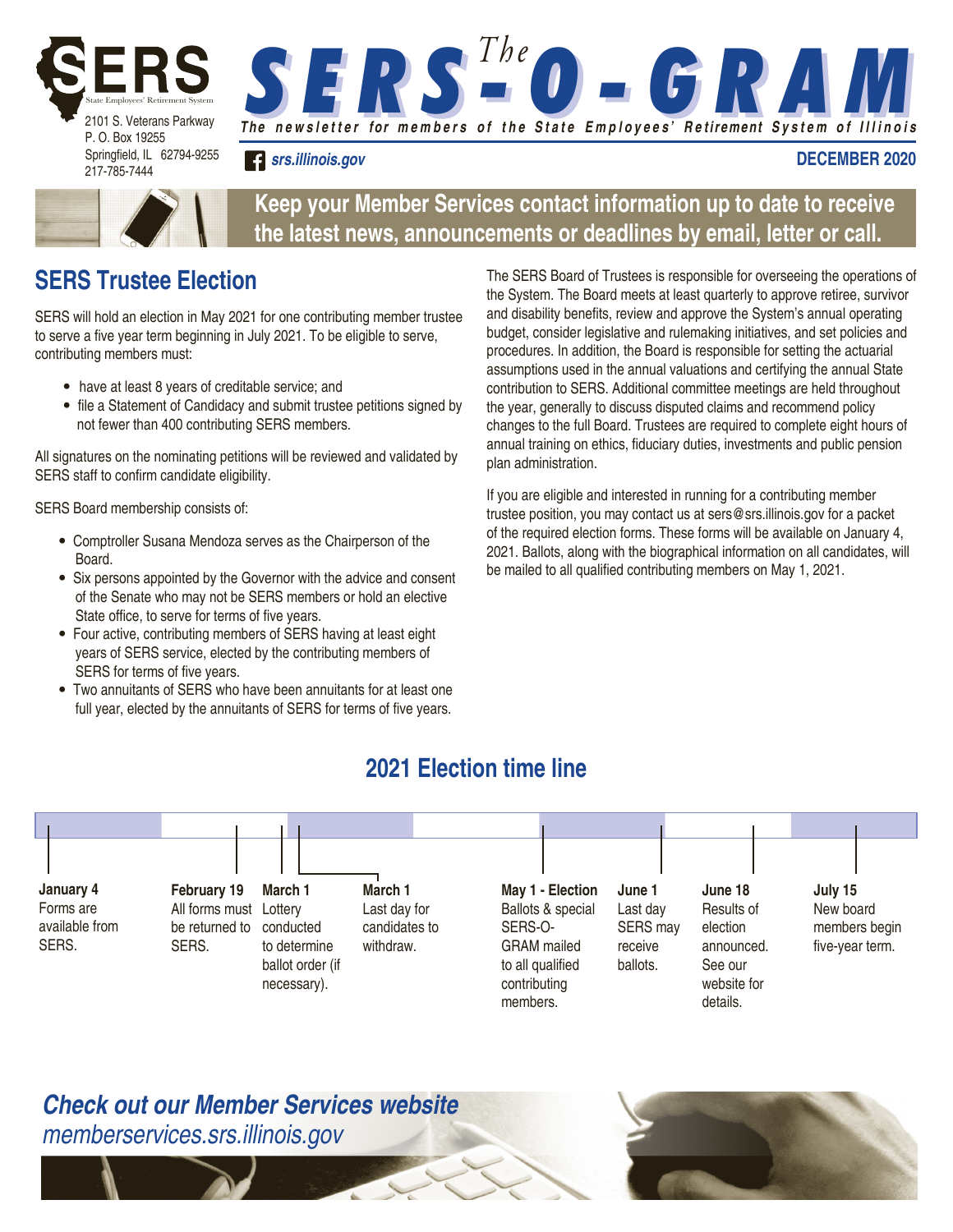SERS
State Employees' Retirement System

2101 S. Veterans Parkway
P. O. Box 19255
Springfield, IL 62794-9255
217-785-7444

# The SERS-O-GRAM

*The newsletter for members of the State Employees' Retirement System of Illinois*

*srs.illinois.gov*

**DECEMBER 2020**

**Keep your Member Services contact information up to date to receive the latest news, announcements or deadlines by email, letter or call.**

## SERS Trustee Election

SERS will hold an election in May 2021 for one contributing member trustee to serve a five year term beginning in July 2021. To be eligible to serve, contributing members must:

- have at least 8 years of creditable service; and
- file a Statement of Candidacy and submit trustee petitions signed by not fewer than 400 contributing SERS members.

All signatures on the nominating petitions will be reviewed and validated by SERS staff to confirm candidate eligibility.

SERS Board membership consists of:

- Comptroller Susana Mendoza serves as the Chairperson of the Board.
- Six persons appointed by the Governor with the advice and consent of the Senate who may not be SERS members or hold an elective State office, to serve for terms of five years.
- Four active, contributing members of SERS having at least eight years of SERS service, elected by the contributing members of SERS for terms of five years.
- Two annuitants of SERS who have been annuitants for at least one full year, elected by the annuitants of SERS for terms of five years.

The SERS Board of Trustees is responsible for overseeing the operations of the System. The Board meets at least quarterly to approve retiree, survivor and disability benefits, review and approve the System's annual operating budget, consider legislative and rulemaking initiatives, and set policies and procedures. In addition, the Board is responsible for setting the actuarial assumptions used in the annual valuations and certifying the annual State contribution to SERS. Additional committee meetings are held throughout the year, generally to discuss disputed claims and recommend policy changes to the full Board. Trustees are required to complete eight hours of annual training on ethics, fiduciary duties, investments and public pension plan administration.

If you are eligible and interested in running for a contributing member trustee position, you may contact us at sers@srs.illinois.gov for a packet of the required election forms. These forms will be available on January 4, 2021. Ballots, along with the biographical information on all candidates, will be mailed to all qualified contributing members on May 1, 2021.

## 2021 Election time line

**January 4**
Forms are available from SERS.

**February 19**
All forms must be returned to SERS.

**March 1**
Lottery conducted to determine ballot order (if necessary).

**March 1**
Last day for candidates to withdraw.

**May 1 - Election**
Ballots & special SERS-O-GRAM mailed to all qualified contributing members.

**June 1**
Last day SERS may receive ballots.

**June 18**
Results of election announced. See our website for details.

**July 15**
New board members begin five-year term.

***Check out our Member Services website***
*memberservices.srs.illinois.gov*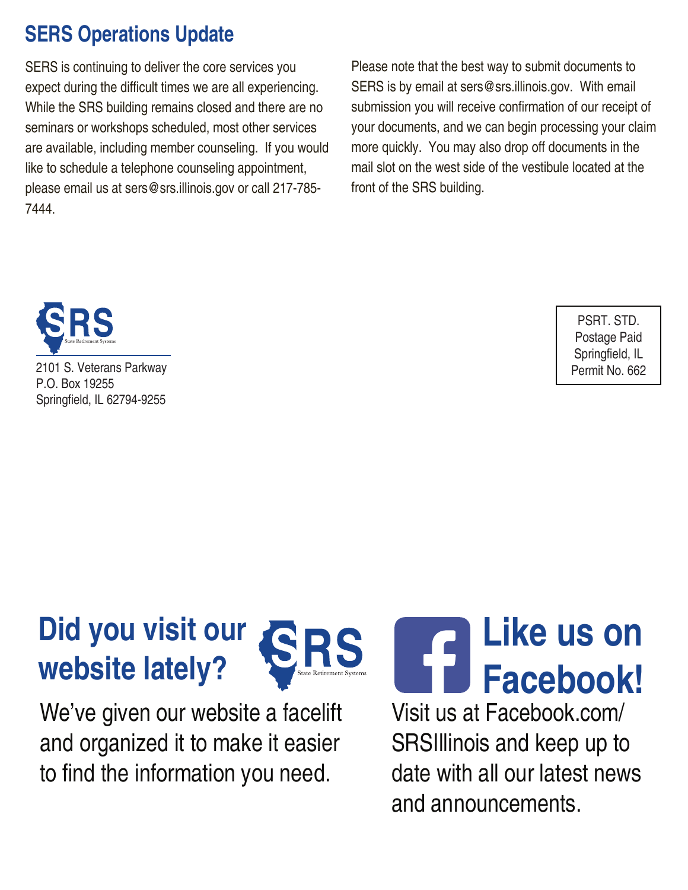## SERS Operations Update

SERS is continuing to deliver the core services you expect during the difficult times we are all experiencing. While the SRS building remains closed and there are no seminars or workshops scheduled, most other services are available, including member counseling. If you would like to schedule a telephone counseling appointment, please email us at sers@srs.illinois.gov or call 217-785-7444.

Please note that the best way to submit documents to SERS is by email at sers@srs.illinois.gov. With email submission you will receive confirmation of our receipt of your documents, and we can begin processing your claim more quickly. You may also drop off documents in the mail slot on the west side of the vestibule located at the front of the SRS building.

SRS
State Retirement Systems

2101 S. Veterans Parkway
P.O. Box 19255
Springfield, IL 62794-9255

PSRT. STD.
Postage Paid
Springfield, IL
Permit No. 662

## Did you visit our website lately?

SRS
State Retirement Systems

We've given our website a facelift and organized it to make it easier to find the information you need.

## Like us on Facebook!

Visit us at Facebook.com/SRSIllinois and keep up to date with all our latest news and announcements.